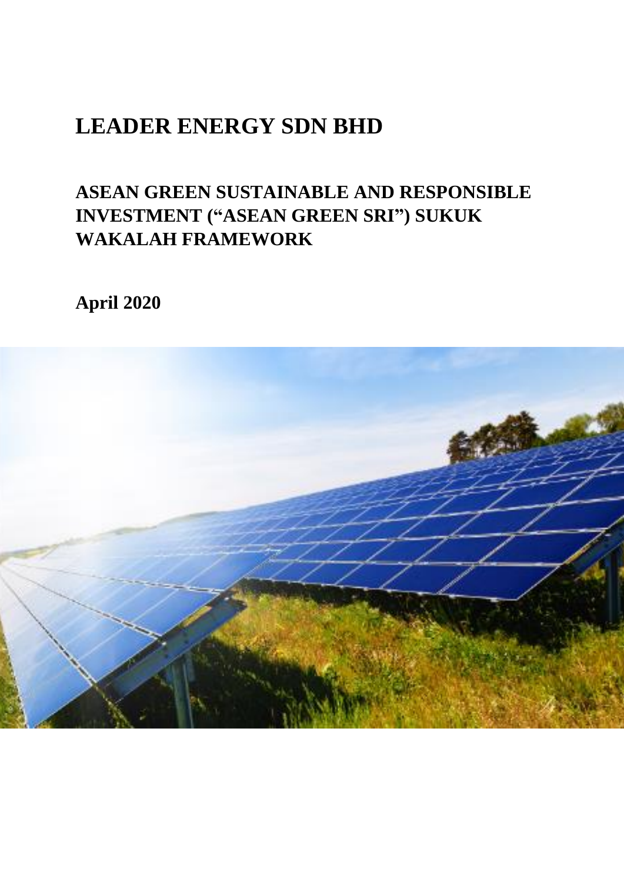# LEADER ENERGY SDN BHD

## ASEAN GREEN SUSTAINABLE AND RESPONSIBLE INVESTMENT ("ASEAN GREEN SRI") SUKUK WAKALAH FRAMEWORK

**April 2020**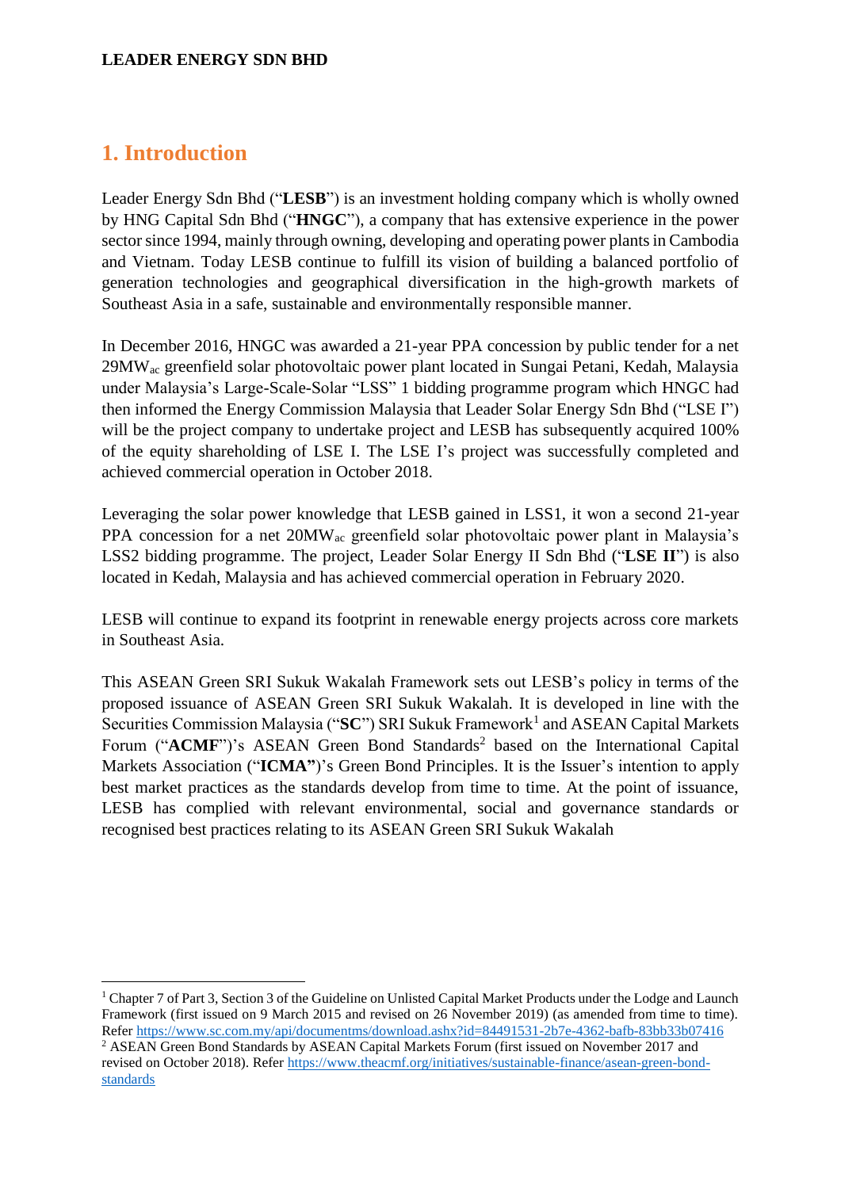# 1. Introduction

Leader Energy Sdn Bhd ("**LESB**") is an investment holding company which is wholly owned by HNG Capital Sdn Bhd ("**HNGC**"), a company that has extensive experience in the power sector since 1994, mainly through owning, developing and operating power plants in Cambodia and Vietnam. Today LESB continue to fulfill its vision of building a balanced portfolio of generation technologies and geographical diversification in the high-growth markets of Southeast Asia in a safe, sustainable and environmentally responsible manner.

In December 2016, HNGC was awarded a 21-year PPA concession by public tender for a net $29MW_{ac}$ greenfield solar photovoltaic power plant located in Sungai Petani, Kedah, Malaysia under Malaysia's Large-Scale-Solar "LSS" 1 bidding programme program which HNGC had then informed the Energy Commission Malaysia that Leader Solar Energy Sdn Bhd ("LSE I") will be the project company to undertake project and LESB has subsequently acquired 100% of the equity shareholding of LSE I. The LSE I's project was successfully completed and achieved commercial operation in October 2018.

Leveraging the solar power knowledge that LESB gained in LSS1, it won a second 21-year PPA concession for a net $20MW_{ac}$ greenfield solar photovoltaic power plant in Malaysia's LSS2 bidding programme. The project, Leader Solar Energy II Sdn Bhd ("**LSE II**") is also located in Kedah, Malaysia and has achieved commercial operation in February 2020.

LESB will continue to expand its footprint in renewable energy projects across core markets in Southeast Asia.

This ASEAN Green SRI Sukuk Wakalah Framework sets out LESB's policy in terms of the proposed issuance of ASEAN Green SRI Sukuk Wakalah. It is developed in line with the Securities Commission Malaysia ("**SC**") SRI Sukuk Framework[1] and ASEAN Capital Markets Forum ("**ACMF**")'s ASEAN Green Bond Standards[2] based on the International Capital Markets Association ("**ICMA"**)'s Green Bond Principles. It is the Issuer's intention to apply best market practices as the standards develop from time to time. At the point of issuance, LESB has complied with relevant environmental, social and governance standards or recognised best practices relating to its ASEAN Green SRI Sukuk Wakalah

[1] Chapter 7 of Part 3, Section 3 of the Guideline on Unlisted Capital Market Products under the Lodge and Launch Framework (first issued on 9 March 2015 and revised on 26 November 2019) (as amended from time to time). Refer https://www.sc.com.my/api/documentms/download.ashx?id=84491531-2b7e-4362-bafb-83bb33b07416

[2] ASEAN Green Bond Standards by ASEAN Capital Markets Forum (first issued on November 2017 and revised on October 2018). Refer https://www.theacmf.org/initiatives/sustainable-finance/asean-green-bond-standards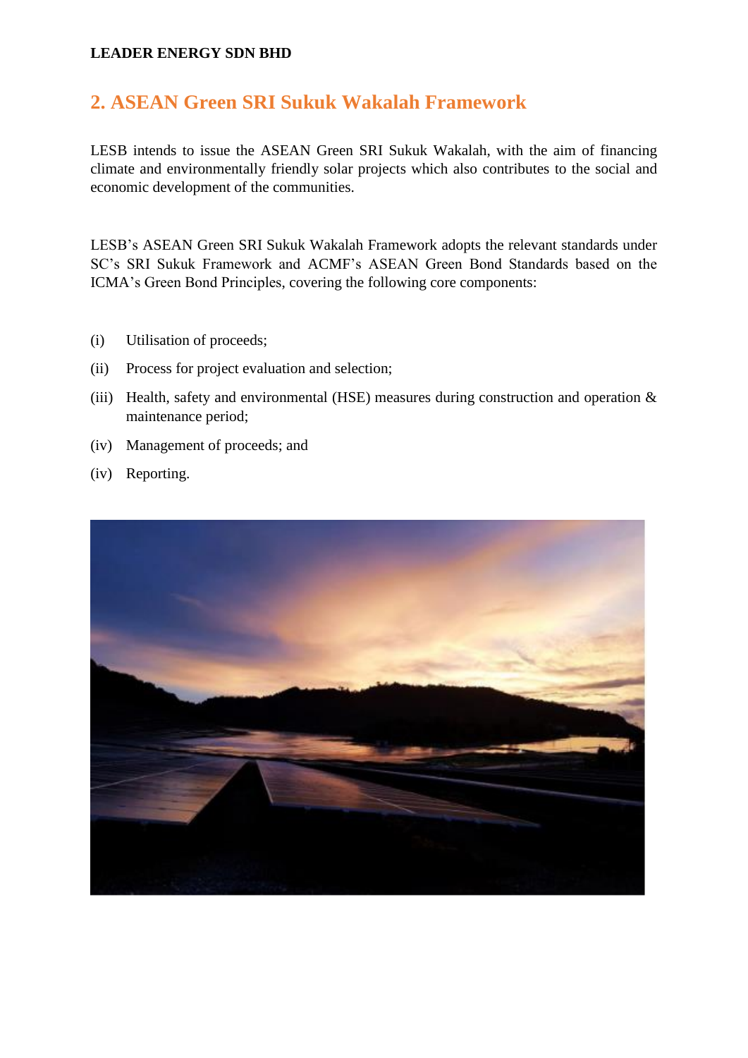## 2. ASEAN Green SRI Sukuk Wakalah Framework

LESB intends to issue the ASEAN Green SRI Sukuk Wakalah, with the aim of financing climate and environmentally friendly solar projects which also contributes to the social and economic development of the communities.

LESB's ASEAN Green SRI Sukuk Wakalah Framework adopts the relevant standards under SC's SRI Sukuk Framework and ACMF's ASEAN Green Bond Standards based on the ICMA's Green Bond Principles, covering the following core components:

(i) Utilisation of proceeds;

(ii) Process for project evaluation and selection;

(iii) Health, safety and environmental (HSE) measures during construction and operation & maintenance period;

(iv) Management of proceeds; and

(iv) Reporting.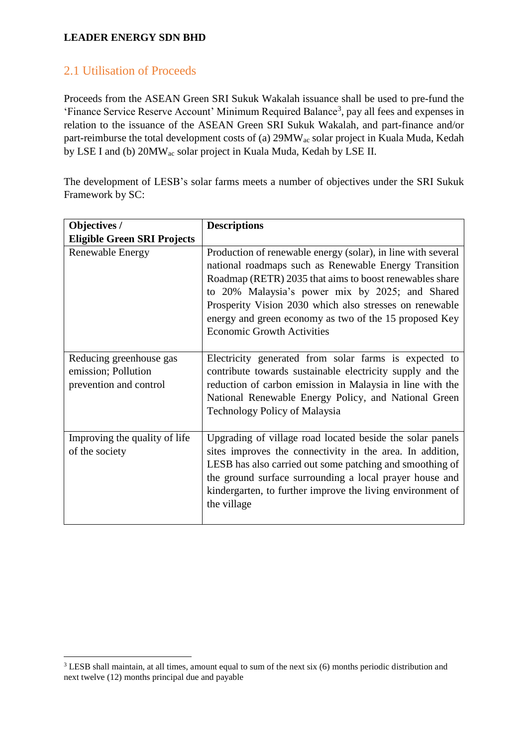## 2.1 Utilisation of Proceeds

Proceeds from the ASEAN Green SRI Sukuk Wakalah issuance shall be used to pre-fund the 'Finance Service Reserve Account' Minimum Required Balance[3], pay all fees and expenses in relation to the issuance of the ASEAN Green SRI Sukuk Wakalah, and part-finance and/or part-reimburse the total development costs of (a) 29$MW_{ac}$ solar project in Kuala Muda, Kedah by LSE I and (b) 20$MW_{ac}$ solar project in Kuala Muda, Kedah by LSE II.

The development of LESB's solar farms meets a number of objectives under the SRI Sukuk Framework by SC:

| **Objectives / Eligible Green SRI Projects** | **Descriptions** |
|---|---|
| Renewable Energy | Production of renewable energy (solar), in line with several national roadmaps such as Renewable Energy Transition Roadmap (RETR) 2035 that aims to boost renewables share to 20% Malaysia's power mix by 2025; and Shared Prosperity Vision 2030 which also stresses on renewable energy and green economy as two of the 15 proposed Key Economic Growth Activities |
| Reducing greenhouse gas emission; Pollution prevention and control | Electricity generated from solar farms is expected to contribute towards sustainable electricity supply and the reduction of carbon emission in Malaysia in line with the National Renewable Energy Policy, and National Green Technology Policy of Malaysia |
| Improving the quality of life of the society | Upgrading of village road located beside the solar panels sites improves the connectivity in the area. In addition, LESB has also carried out some patching and smoothing of the ground surface surrounding a local prayer house and kindergarten, to further improve the living environment of the village |

[3] LESB shall maintain, at all times, amount equal to sum of the next six (6) months periodic distribution and next twelve (12) months principal due and payable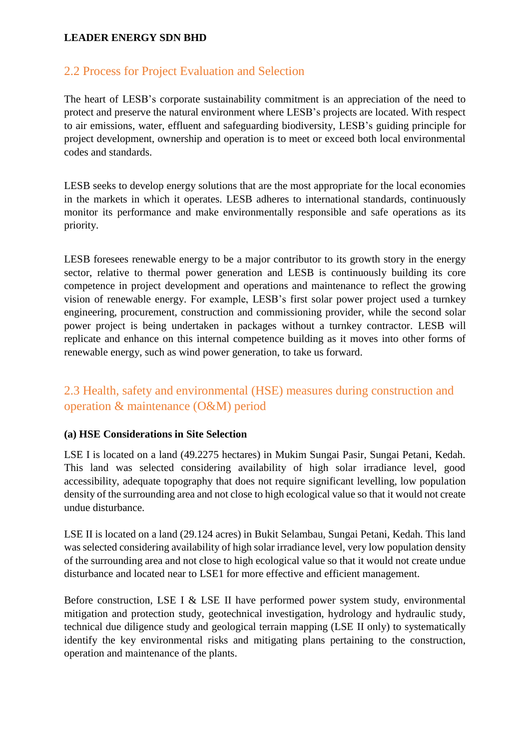## 2.2 Process for Project Evaluation and Selection

The heart of LESB's corporate sustainability commitment is an appreciation of the need to protect and preserve the natural environment where LESB's projects are located. With respect to air emissions, water, effluent and safeguarding biodiversity, LESB's guiding principle for project development, ownership and operation is to meet or exceed both local environmental codes and standards.

LESB seeks to develop energy solutions that are the most appropriate for the local economies in the markets in which it operates. LESB adheres to international standards, continuously monitor its performance and make environmentally responsible and safe operations as its priority.

LESB foresees renewable energy to be a major contributor to its growth story in the energy sector, relative to thermal power generation and LESB is continuously building its core competence in project development and operations and maintenance to reflect the growing vision of renewable energy. For example, LESB's first solar power project used a turnkey engineering, procurement, construction and commissioning provider, while the second solar power project is being undertaken in packages without a turnkey contractor. LESB will replicate and enhance on this internal competence building as it moves into other forms of renewable energy, such as wind power generation, to take us forward.

## 2.3 Health, safety and environmental (HSE) measures during construction and operation & maintenance (O&M) period

**(a) HSE Considerations in Site Selection**

LSE I is located on a land (49.2275 hectares) in Mukim Sungai Pasir, Sungai Petani, Kedah. This land was selected considering availability of high solar irradiance level, good accessibility, adequate topography that does not require significant levelling, low population density of the surrounding area and not close to high ecological value so that it would not create undue disturbance.

LSE II is located on a land (29.124 acres) in Bukit Selambau, Sungai Petani, Kedah. This land was selected considering availability of high solar irradiance level, very low population density of the surrounding area and not close to high ecological value so that it would not create undue disturbance and located near to LSE1 for more effective and efficient management.

Before construction, LSE I & LSE II have performed power system study, environmental mitigation and protection study, geotechnical investigation, hydrology and hydraulic study, technical due diligence study and geological terrain mapping (LSE II only) to systematically identify the key environmental risks and mitigating plans pertaining to the construction, operation and maintenance of the plants.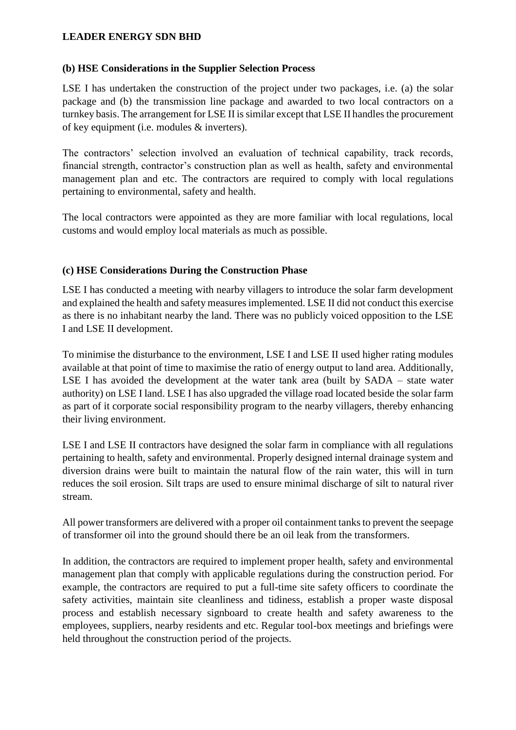**LEADER ENERGY SDN BHD**

### (b) HSE Considerations in the Supplier Selection Process

LSE I has undertaken the construction of the project under two packages, i.e. (a) the solar package and (b) the transmission line package and awarded to two local contractors on a turnkey basis. The arrangement for LSE II is similar except that LSE II handles the procurement of key equipment (i.e. modules & inverters).

The contractors' selection involved an evaluation of technical capability, track records, financial strength, contractor's construction plan as well as health, safety and environmental management plan and etc. The contractors are required to comply with local regulations pertaining to environmental, safety and health.

The local contractors were appointed as they are more familiar with local regulations, local customs and would employ local materials as much as possible.

### (c) HSE Considerations During the Construction Phase

LSE I has conducted a meeting with nearby villagers to introduce the solar farm development and explained the health and safety measures implemented. LSE II did not conduct this exercise as there is no inhabitant nearby the land. There was no publicly voiced opposition to the LSE I and LSE II development.

To minimise the disturbance to the environment, LSE I and LSE II used higher rating modules available at that point of time to maximise the ratio of energy output to land area. Additionally, LSE I has avoided the development at the water tank area (built by SADA – state water authority) on LSE I land. LSE I has also upgraded the village road located beside the solar farm as part of it corporate social responsibility program to the nearby villagers, thereby enhancing their living environment.

LSE I and LSE II contractors have designed the solar farm in compliance with all regulations pertaining to health, safety and environmental. Properly designed internal drainage system and diversion drains were built to maintain the natural flow of the rain water, this will in turn reduces the soil erosion. Silt traps are used to ensure minimal discharge of silt to natural river stream.

All power transformers are delivered with a proper oil containment tanks to prevent the seepage of transformer oil into the ground should there be an oil leak from the transformers.

In addition, the contractors are required to implement proper health, safety and environmental management plan that comply with applicable regulations during the construction period. For example, the contractors are required to put a full-time site safety officers to coordinate the safety activities, maintain site cleanliness and tidiness, establish a proper waste disposal process and establish necessary signboard to create health and safety awareness to the employees, suppliers, nearby residents and etc. Regular tool-box meetings and briefings were held throughout the construction period of the projects.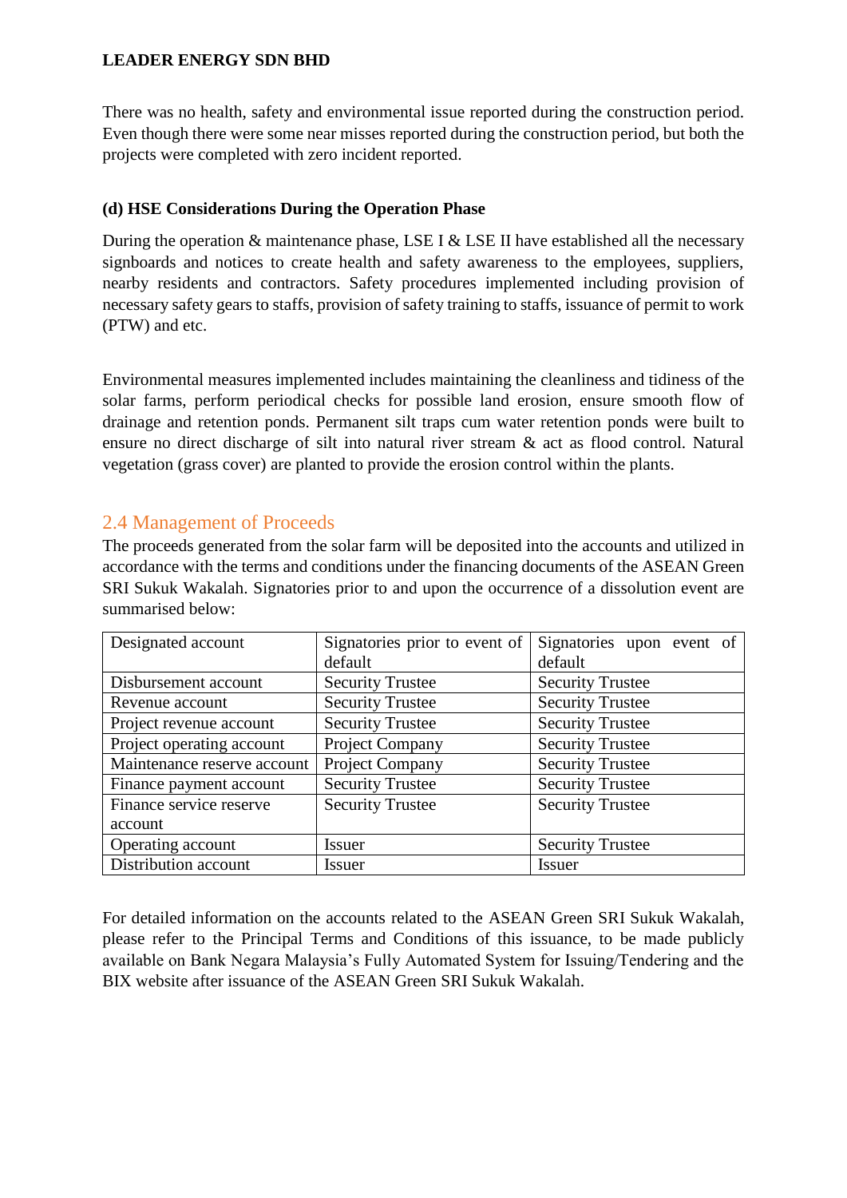There was no health, safety and environmental issue reported during the construction period. Even though there were some near misses reported during the construction period, but both the projects were completed with zero incident reported.

**(d) HSE Considerations During the Operation Phase**

During the operation & maintenance phase, LSE I & LSE II have established all the necessary signboards and notices to create health and safety awareness to the employees, suppliers, nearby residents and contractors. Safety procedures implemented including provision of necessary safety gears to staffs, provision of safety training to staffs, issuance of permit to work (PTW) and etc.

Environmental measures implemented includes maintaining the cleanliness and tidiness of the solar farms, perform periodical checks for possible land erosion, ensure smooth flow of drainage and retention ponds. Permanent silt traps cum water retention ponds were built to ensure no direct discharge of silt into natural river stream & act as flood control. Natural vegetation (grass cover) are planted to provide the erosion control within the plants.

## 2.4 Management of Proceeds

The proceeds generated from the solar farm will be deposited into the accounts and utilized in accordance with the terms and conditions under the financing documents of the ASEAN Green SRI Sukuk Wakalah. Signatories prior to and upon the occurrence of a dissolution event are summarised below:

| Designated account | Signatories prior to event of default | Signatories upon event of default |
| --- | --- | --- |
| Disbursement account | Security Trustee | Security Trustee |
| Revenue account | Security Trustee | Security Trustee |
| Project revenue account | Security Trustee | Security Trustee |
| Project operating account | Project Company | Security Trustee |
| Maintenance reserve account | Project Company | Security Trustee |
| Finance payment account | Security Trustee | Security Trustee |
| Finance service reserve account | Security Trustee | Security Trustee |
| Operating account | Issuer | Security Trustee |
| Distribution account | Issuer | Issuer |

For detailed information on the accounts related to the ASEAN Green SRI Sukuk Wakalah, please refer to the Principal Terms and Conditions of this issuance, to be made publicly available on Bank Negara Malaysia's Fully Automated System for Issuing/Tendering and the BIX website after issuance of the ASEAN Green SRI Sukuk Wakalah.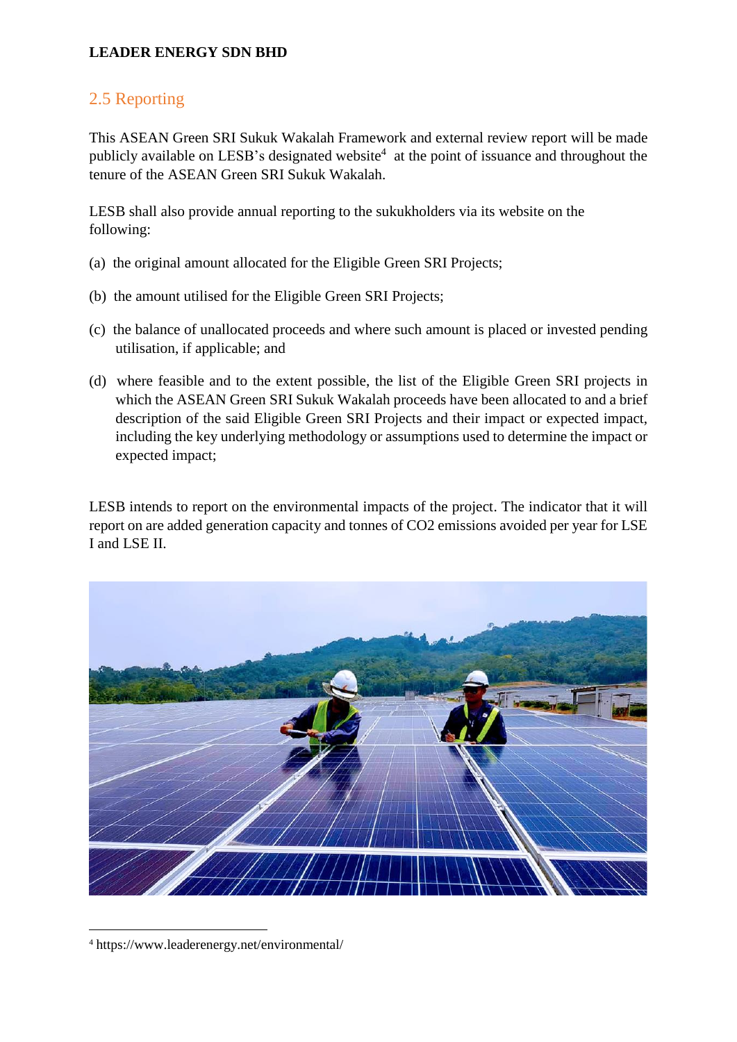## 2.5 Reporting

This ASEAN Green SRI Sukuk Wakalah Framework and external review report will be made publicly available on LESB's designated website[4] at the point of issuance and throughout the tenure of the ASEAN Green SRI Sukuk Wakalah.

LESB shall also provide annual reporting to the sukukholders via its website on the following:

(a) the original amount allocated for the Eligible Green SRI Projects;

(b) the amount utilised for the Eligible Green SRI Projects;

(c) the balance of unallocated proceeds and where such amount is placed or invested pending utilisation, if applicable; and

(d) where feasible and to the extent possible, the list of the Eligible Green SRI projects in which the ASEAN Green SRI Sukuk Wakalah proceeds have been allocated to and a brief description of the said Eligible Green SRI Projects and their impact or expected impact, including the key underlying methodology or assumptions used to determine the impact or expected impact;

LESB intends to report on the environmental impacts of the project. The indicator that it will report on are added generation capacity and tonnes of $CO_2$ emissions avoided per year for LSE I and LSE II.

[4] https://www.leaderenergy.net/environmental/